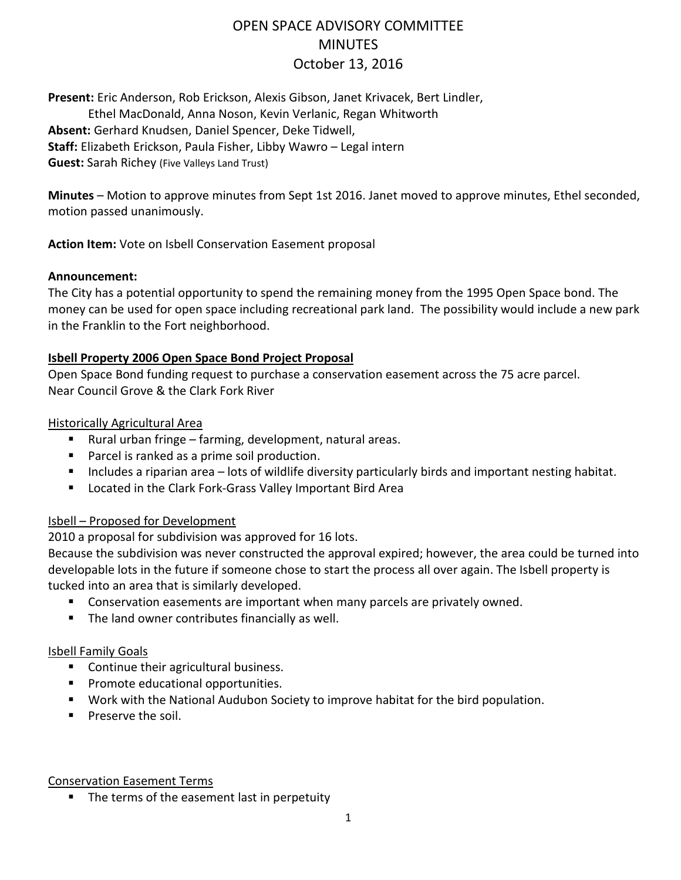# OPEN SPACE ADVISORY COMMITTEE
# MINUTES
# October 13, 2016

**Present:** Eric Anderson, Rob Erickson, Alexis Gibson, Janet Krivacek, Bert Lindler, Ethel MacDonald, Anna Noson, Kevin Verlanic, Regan Whitworth
**Absent:** Gerhard Knudsen, Daniel Spencer, Deke Tidwell,
**Staff:** Elizabeth Erickson, Paula Fisher, Libby Wawro – Legal intern
**Guest:** Sarah Richey (Five Valleys Land Trust)

**Minutes** – Motion to approve minutes from Sept 1st 2016. Janet moved to approve minutes, Ethel seconded, motion passed unanimously.

**Action Item:** Vote on Isbell Conservation Easement proposal

**Announcement:**
The City has a potential opportunity to spend the remaining money from the 1995 Open Space bond. The money can be used for open space including recreational park land. The possibility would include a new park in the Franklin to the Fort neighborhood.

**Isbell Property 2006 Open Space Bond Project Proposal**

Open Space Bond funding request to purchase a conservation easement across the 75 acre parcel.
Near Council Grove & the Clark Fork River

Historically Agricultural Area

- Rural urban fringe – farming, development, natural areas.
- Parcel is ranked as a prime soil production.
- Includes a riparian area – lots of wildlife diversity particularly birds and important nesting habitat.
- Located in the Clark Fork-Grass Valley Important Bird Area

Isbell – Proposed for Development

2010 a proposal for subdivision was approved for 16 lots.
Because the subdivision was never constructed the approval expired; however, the area could be turned into developable lots in the future if someone chose to start the process all over again. The Isbell property is tucked into an area that is similarly developed.

- Conservation easements are important when many parcels are privately owned.
- The land owner contributes financially as well.

Isbell Family Goals

- Continue their agricultural business.
- Promote educational opportunities.
- Work with the National Audubon Society to improve habitat for the bird population.
- Preserve the soil.

Conservation Easement Terms

- The terms of the easement last in perpetuity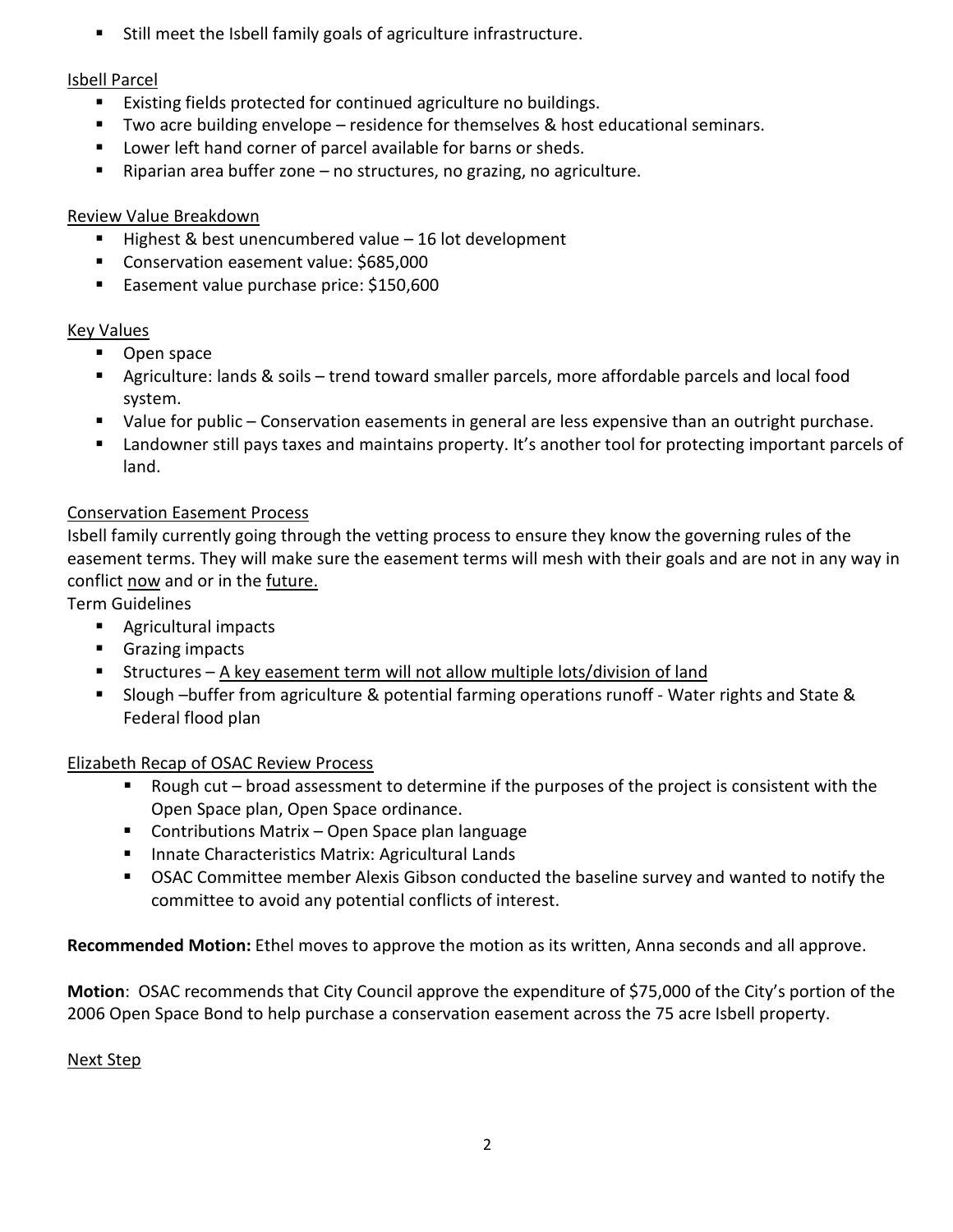- Still meet the Isbell family goals of agriculture infrastructure.

Isbell Parcel

- Existing fields protected for continued agriculture no buildings.
- Two acre building envelope – residence for themselves & host educational seminars.
- Lower left hand corner of parcel available for barns or sheds.
- Riparian area buffer zone – no structures, no grazing, no agriculture.

Review Value Breakdown

- Highest & best unencumbered value – 16 lot development
- Conservation easement value: $685,000
- Easement value purchase price: $150,600

Key Values

- Open space
- Agriculture: lands & soils – trend toward smaller parcels, more affordable parcels and local food system.
- Value for public – Conservation easements in general are less expensive than an outright purchase.
- Landowner still pays taxes and maintains property. It's another tool for protecting important parcels of land.

Conservation Easement Process

Isbell family currently going through the vetting process to ensure they know the governing rules of the easement terms. They will make sure the easement terms will mesh with their goals and are not in any way in conflict now and or in the future.

Term Guidelines

- Agricultural impacts
- Grazing impacts
- Structures – A key easement term will not allow multiple lots/division of land
- Slough –buffer from agriculture & potential farming operations runoff - Water rights and State & Federal flood plan

Elizabeth Recap of OSAC Review Process

- Rough cut – broad assessment to determine if the purposes of the project is consistent with the Open Space plan, Open Space ordinance.
- Contributions Matrix – Open Space plan language
- Innate Characteristics Matrix: Agricultural Lands
- OSAC Committee member Alexis Gibson conducted the baseline survey and wanted to notify the committee to avoid any potential conflicts of interest.

**Recommended Motion:** Ethel moves to approve the motion as its written, Anna seconds and all approve.

**Motion**: OSAC recommends that City Council approve the expenditure of $75,000 of the City's portion of the 2006 Open Space Bond to help purchase a conservation easement across the 75 acre Isbell property.

Next Step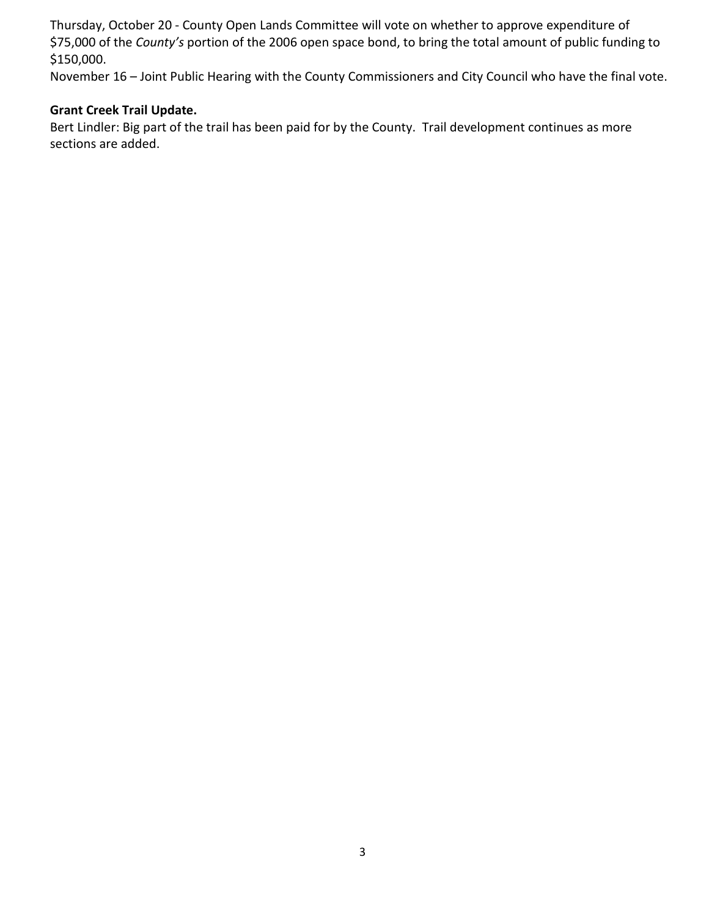Thursday, October 20 - County Open Lands Committee will vote on whether to approve expenditure of $75,000 of the *County's* portion of the 2006 open space bond, to bring the total amount of public funding to $150,000.

November 16 – Joint Public Hearing with the County Commissioners and City Council who have the final vote.

**Grant Creek Trail Update.**

Bert Lindler: Big part of the trail has been paid for by the County. Trail development continues as more sections are added.